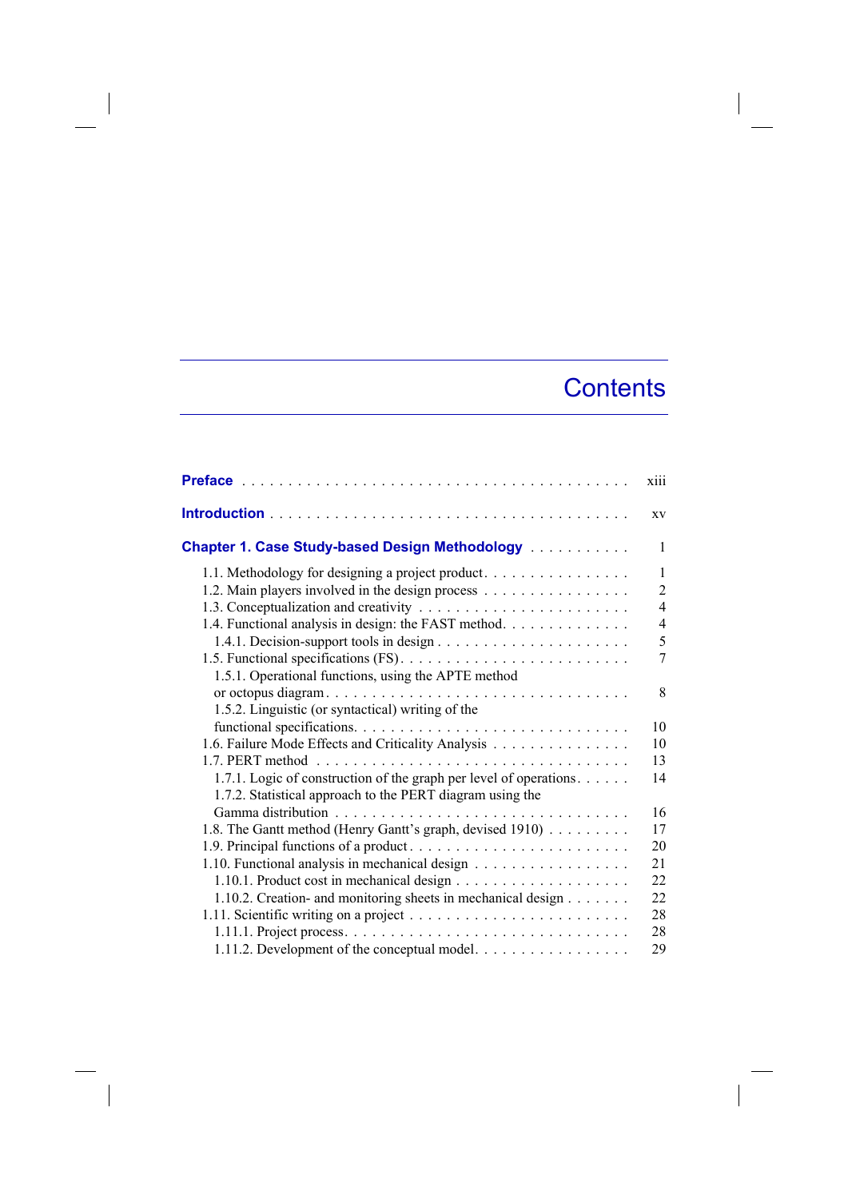# Contents

| | |
|---|---|
| **Preface** | xiii |
| **Introduction** | xv |
| **Chapter 1. Case Study-based Design Methodology** | 1 |
| 1.1. Methodology for designing a project product | 1 |
| 1.2. Main players involved in the design process | 2 |
| 1.3. Conceptualization and creativity | 4 |
| 1.4. Functional analysis in design: the FAST method | 4 |
| 1.4.1. Decision-support tools in design | 5 |
| 1.5. Functional specifications (FS) | 7 |
| 1.5.1. Operational functions, using the APTE method or octopus diagram | 8 |
| 1.5.2. Linguistic (or syntactical) writing of the functional specifications | 10 |
| 1.6. Failure Mode Effects and Criticality Analysis | 10 |
| 1.7. PERT method | 13 |
| 1.7.1. Logic of construction of the graph per level of operations | 14 |
| 1.7.2. Statistical approach to the PERT diagram using the Gamma distribution | 16 |
| 1.8. The Gantt method (Henry Gantt's graph, devised 1910) | 17 |
| 1.9. Principal functions of a product | 20 |
| 1.10. Functional analysis in mechanical design | 21 |
| 1.10.1. Product cost in mechanical design | 22 |
| 1.10.2. Creation- and monitoring sheets in mechanical design | 22 |
| 1.11. Scientific writing on a project | 28 |
| 1.11.1. Project process | 28 |
| 1.11.2. Development of the conceptual model | 29 |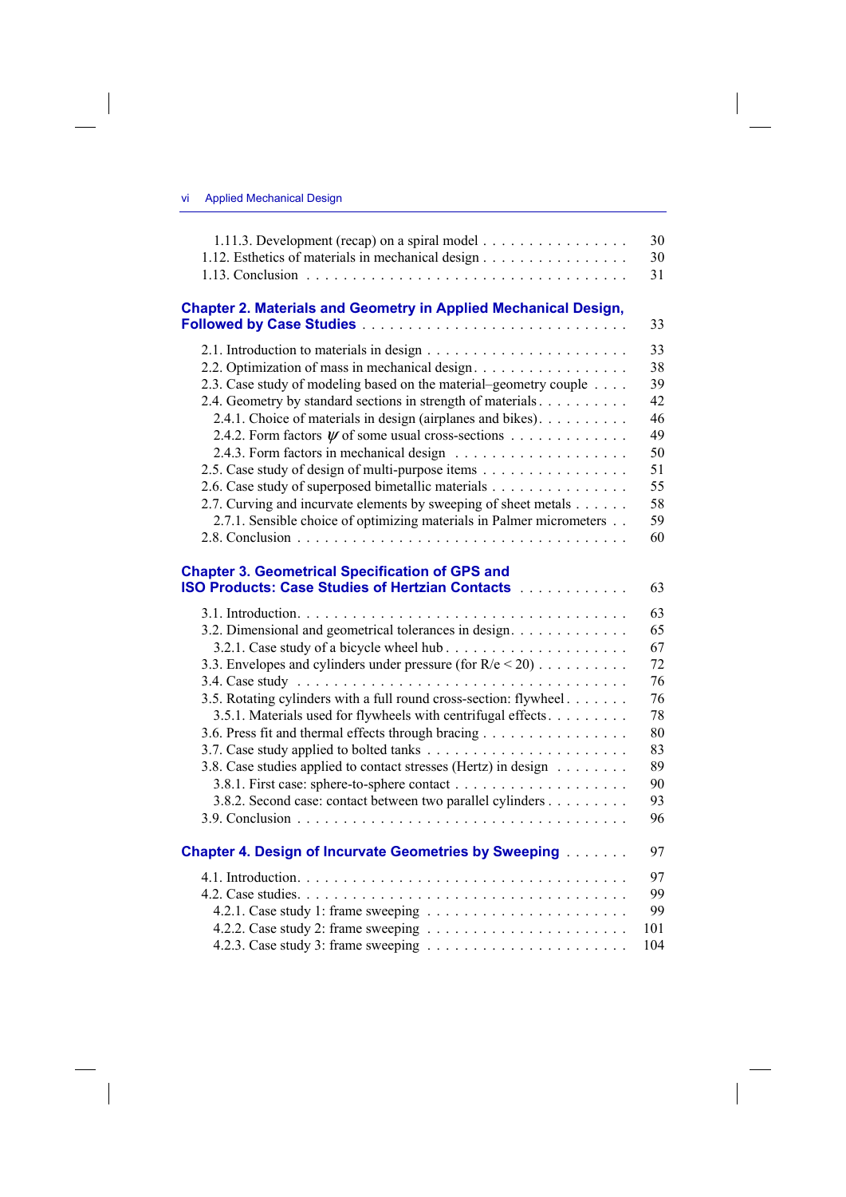1.11.3. Development (recap) on a spiral model . . . . . . . . . . . . . . . . 30
1.12. Esthetics of materials in mechanical design . . . . . . . . . . . . . . . . 30
1.13. Conclusion . . . . . . . . . . . . . . . . . . . . . . . . . . . . . . . . 31

**Chapter 2. Materials and Geometry in Applied Mechanical Design, Followed by Case Studies** . . . . . . . . . . . . . . . . . . . . . . . . . . . . 33

2.1. Introduction to materials in design . . . . . . . . . . . . . . . . . . . . . 33
2.2. Optimization of mass in mechanical design . . . . . . . . . . . . . . . . 38
2.3. Case study of modeling based on the material–geometry couple . . . . 39
2.4. Geometry by standard sections in strength of materials . . . . . . . . . . 42
2.4.1. Choice of materials in design (airplanes and bikes) . . . . . . . . . . 46
2.4.2. Form factors $\psi$ of some usual cross-sections . . . . . . . . . . . . . 49
2.4.3. Form factors in mechanical design . . . . . . . . . . . . . . . . . . . 50
2.5. Case study of design of multi-purpose items . . . . . . . . . . . . . . . . 51
2.6. Case study of superposed bimetallic materials . . . . . . . . . . . . . . . 55
2.7. Curving and incurvate elements by sweeping of sheet metals . . . . . . 58
2.7.1. Sensible choice of optimizing materials in Palmer micrometers . . 59
2.8. Conclusion . . . . . . . . . . . . . . . . . . . . . . . . . . . . . . . . . 60

**Chapter 3. Geometrical Specification of GPS and ISO Products: Case Studies of Hertzian Contacts** . . . . . . . . . . . . 63

3.1. Introduction . . . . . . . . . . . . . . . . . . . . . . . . . . . . . . . . . 63
3.2. Dimensional and geometrical tolerances in design . . . . . . . . . . . . 65
3.2.1. Case study of a bicycle wheel hub . . . . . . . . . . . . . . . . . . . 67
3.3. Envelopes and cylinders under pressure (for $R/e < 20$) . . . . . . . . . 72
3.4. Case study . . . . . . . . . . . . . . . . . . . . . . . . . . . . . . . . . 76
3.5. Rotating cylinders with a full round cross-section: flywheel . . . . . . . 76
3.5.1. Materials used for flywheels with centrifugal effects . . . . . . . . . 78
3.6. Press fit and thermal effects through bracing . . . . . . . . . . . . . . . 80
3.7. Case study applied to bolted tanks . . . . . . . . . . . . . . . . . . . . . 83
3.8. Case studies applied to contact stresses (Hertz) in design . . . . . . . . 89
3.8.1. First case: sphere-to-sphere contact . . . . . . . . . . . . . . . . . . 90
3.8.2. Second case: contact between two parallel cylinders . . . . . . . . . 93
3.9. Conclusion . . . . . . . . . . . . . . . . . . . . . . . . . . . . . . . . . 96

**Chapter 4. Design of Incurvate Geometries by Sweeping** . . . . . . . 97

4.1. Introduction . . . . . . . . . . . . . . . . . . . . . . . . . . . . . . . . . 97
4.2. Case studies . . . . . . . . . . . . . . . . . . . . . . . . . . . . . . . . . 99
4.2.1. Case study 1: frame sweeping . . . . . . . . . . . . . . . . . . . . . 99
4.2.2. Case study 2: frame sweeping . . . . . . . . . . . . . . . . . . . . . 101
4.2.3. Case study 3: frame sweeping . . . . . . . . . . . . . . . . . . . . . 104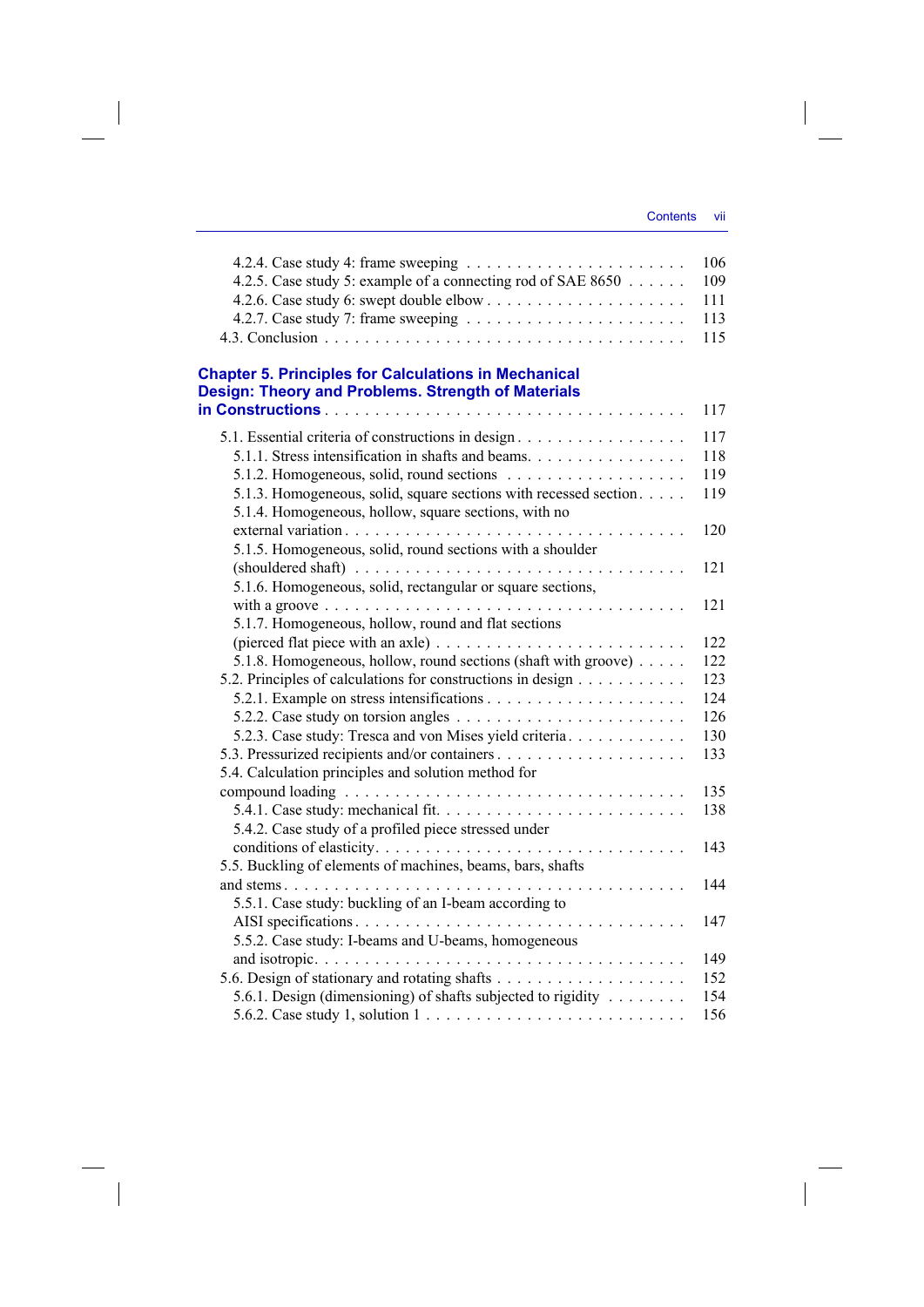4.2.4. Case study 4: frame sweeping . . . . . . . . . . . . . . . . . . . . . . 106
4.2.5. Case study 5: example of a connecting rod of SAE 8650 . . . . . . 109
4.2.6. Case study 6: swept double elbow . . . . . . . . . . . . . . . . . . . . 111
4.2.7. Case study 7: frame sweeping . . . . . . . . . . . . . . . . . . . . . . 113
4.3. Conclusion . . . . . . . . . . . . . . . . . . . . . . . . . . . . . . . . . . . 115

**Chapter 5. Principles for Calculations in Mechanical Design: Theory and Problems. Strength of Materials in Constructions** . . . . . . . . . . . . . . . . . . . . . . . . . . . . . . . . . . 117

5.1. Essential criteria of constructions in design . . . . . . . . . . . . . . . . . 117
5.1.1. Stress intensification in shafts and beams. . . . . . . . . . . . . . . . 118
5.1.2. Homogeneous, solid, round sections . . . . . . . . . . . . . . . . . . 119
5.1.3. Homogeneous, solid, square sections with recessed section . . . . . 119
5.1.4. Homogeneous, hollow, square sections, with no external variation . . . . . . . . . . . . . . . . . . . . . . . . . . . . . . . . . 120
5.1.5. Homogeneous, solid, round sections with a shoulder (shouldered shaft) . . . . . . . . . . . . . . . . . . . . . . . . . . . . . . . . 121
5.1.6. Homogeneous, solid, rectangular or square sections, with a groove . . . . . . . . . . . . . . . . . . . . . . . . . . . . . . . . . . 121
5.1.7. Homogeneous, hollow, round and flat sections (pierced flat piece with an axle) . . . . . . . . . . . . . . . . . . . . . . . . . 122
5.1.8. Homogeneous, hollow, round sections (shaft with groove) . . . . . 122
5.2. Principles of calculations for constructions in design . . . . . . . . . . . 123
5.2.1. Example on stress intensifications . . . . . . . . . . . . . . . . . . . . 124
5.2.2. Case study on torsion angles . . . . . . . . . . . . . . . . . . . . . . . 126
5.2.3. Case study: Tresca and von Mises yield criteria . . . . . . . . . . . . 130
5.3. Pressurized recipients and/or containers . . . . . . . . . . . . . . . . . . . 133
5.4. Calculation principles and solution method for compound loading . . . . . . . . . . . . . . . . . . . . . . . . . . . . . . . . 135
5.4.1. Case study: mechanical fit. . . . . . . . . . . . . . . . . . . . . . . . . 138
5.4.2. Case study of a profiled piece stressed under conditions of elasticity. . . . . . . . . . . . . . . . . . . . . . . . . . . . . . 143
5.5. Buckling of elements of machines, beams, bars, shafts and stems . . . . . . . . . . . . . . . . . . . . . . . . . . . . . . . . . . . . . 144
5.5.1. Case study: buckling of an I-beam according to AISI specifications . . . . . . . . . . . . . . . . . . . . . . . . . . . . . . . . 147
5.5.2. Case study: I-beams and U-beams, homogeneous and isotropic. . . . . . . . . . . . . . . . . . . . . . . . . . . . . . . . . . 149
5.6. Design of stationary and rotating shafts . . . . . . . . . . . . . . . . . . . 152
5.6.1. Design (dimensioning) of shafts subjected to rigidity . . . . . . . . 154
5.6.2. Case study 1, solution 1 . . . . . . . . . . . . . . . . . . . . . . . . . . 156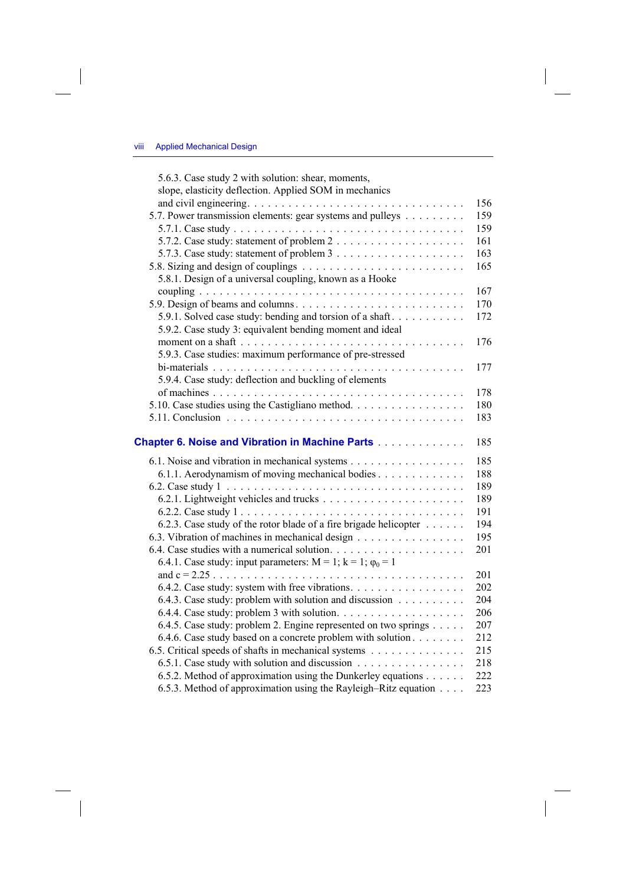5.6.3. Case study 2 with solution: shear, moments, slope, elasticity deflection. Applied SOM in mechanics and civil engineering. . . . . . . . . . 156

5.7. Power transmission elements: gear systems and pulleys . . . . . . . . . 159

5.7.1. Case study . . . . . . . . . . 159

5.7.2. Case study: statement of problem 2 . . . . . . . . . . 161

5.7.3. Case study: statement of problem 3 . . . . . . . . . . 163

5.8. Sizing and design of couplings . . . . . . . . . . 165

5.8.1. Design of a universal coupling, known as a Hooke coupling . . . . . . . . . . 167

5.9. Design of beams and columns . . . . . . . . . . 170

5.9.1. Solved case study: bending and torsion of a shaft . . . . . . . . . . 172

5.9.2. Case study 3: equivalent bending moment and ideal moment on a shaft . . . . . . . . . . 176

5.9.3. Case studies: maximum performance of pre-stressed bi-materials . . . . . . . . . . 177

5.9.4. Case study: deflection and buckling of elements of machines . . . . . . . . . . 178

5.10. Case studies using the Castigliano method . . . . . . . . . . 180

5.11. Conclusion . . . . . . . . . . 183

## Chapter 6. Noise and Vibration in Machine Parts . . . . . . . . . . 185

6.1. Noise and vibration in mechanical systems . . . . . . . . . . 185

6.1.1. Aerodynamism of moving mechanical bodies . . . . . . . . . . 188

6.2. Case study 1 . . . . . . . . . . 189

6.2.1. Lightweight vehicles and trucks . . . . . . . . . . 189

6.2.2. Case study 1 . . . . . . . . . . 191

6.2.3. Case study of the rotor blade of a fire brigade helicopter . . . . . . 194

6.3. Vibration of machines in mechanical design . . . . . . . . . . 195

6.4. Case studies with a numerical solution . . . . . . . . . . 201

6.4.1. Case study: input parameters: M = 1; k = 1; $\varphi_0 = 1$ and c = 2.25 . . . . . . . . . . 201

6.4.2. Case study: system with free vibrations . . . . . . . . . . 202

6.4.3. Case study: problem with solution and discussion . . . . . . . . . . 204

6.4.4. Case study: problem 3 with solution . . . . . . . . . . 206

6.4.5. Case study: problem 2. Engine represented on two springs . . . . . 207

6.4.6. Case study based on a concrete problem with solution . . . . . . . . 212

6.5. Critical speeds of shafts in mechanical systems . . . . . . . . . . 215

6.5.1. Case study with solution and discussion . . . . . . . . . . 218

6.5.2. Method of approximation using the Dunkerley equations . . . . . . 222

6.5.3. Method of approximation using the Rayleigh–Ritz equation . . . . 223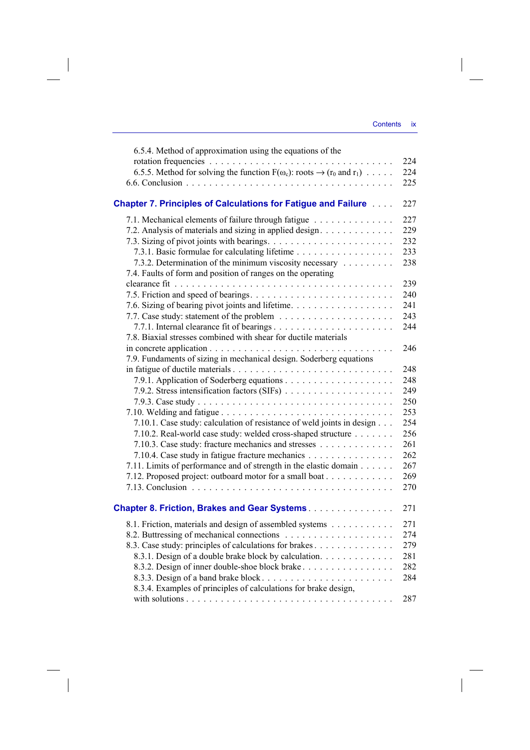6.5.4. Method of approximation using the equations of the rotation frequencies . . . . . . . . . . . . . . . . . . . . . . . . . . . . . . . 224
6.5.5. Method for solving the function $F(\omega_c)$: roots $\rightarrow$ ($r_0$ and $r_1$) . . . . . 224
6.6. Conclusion . . . . . . . . . . . . . . . . . . . . . . . . . . . . . . . . . . . 225

**Chapter 7. Principles of Calculations for Fatigue and Failure** . . . . 227

7.1. Mechanical elements of failure through fatigue . . . . . . . . . . . . . 227
7.2. Analysis of materials and sizing in applied design. . . . . . . . . . . . 229
7.3. Sizing of pivot joints with bearings. . . . . . . . . . . . . . . . . . . . . 232
7.3.1. Basic formulae for calculating lifetime . . . . . . . . . . . . . . . . 233
7.3.2. Determination of the minimum viscosity necessary . . . . . . . . . 238
7.4. Faults of form and position of ranges on the operating clearance fit . . . . . . . . . . . . . . . . . . . . . . . . . . . . . . . . . . 239
7.5. Friction and speed of bearings. . . . . . . . . . . . . . . . . . . . . . . . 240
7.6. Sizing of bearing pivot joints and lifetime. . . . . . . . . . . . . . . . . 241
7.7. Case study: statement of the problem . . . . . . . . . . . . . . . . . . . 243
7.7.1. Internal clearance fit of bearings . . . . . . . . . . . . . . . . . . . . . 244
7.8. Biaxial stresses combined with shear for ductile materials in concrete application . . . . . . . . . . . . . . . . . . . . . . . . . . . . . . 246
7.9. Fundaments of sizing in mechanical design. Soderberg equations in fatigue of ductile materials . . . . . . . . . . . . . . . . . . . . . . . . . 248
7.9.1. Application of Soderberg equations . . . . . . . . . . . . . . . . . . . 248
7.9.2. Stress intensification factors (SIFs) . . . . . . . . . . . . . . . . . . 249
7.9.3. Case study . . . . . . . . . . . . . . . . . . . . . . . . . . . . . . . . . 250
7.10. Welding and fatigue . . . . . . . . . . . . . . . . . . . . . . . . . . . . . 253
7.10.1. Case study: calculation of resistance of weld joints in design . . . 254
7.10.2. Real-world case study: welded cross-shaped structure . . . . . . . 256
7.10.3. Case study: fracture mechanics and stresses . . . . . . . . . . . . . 261
7.10.4. Case study in fatigue fracture mechanics . . . . . . . . . . . . . . . 262
7.11. Limits of performance and of strength in the elastic domain . . . . . . 267
7.12. Proposed project: outboard motor for a small boat . . . . . . . . . . . 269
7.13. Conclusion . . . . . . . . . . . . . . . . . . . . . . . . . . . . . . . . . . 270

**Chapter 8. Friction, Brakes and Gear Systems** . . . . . . . . . . . . . . . 271

8.1. Friction, materials and design of assembled systems . . . . . . . . . . 271
8.2. Buttressing of mechanical connections . . . . . . . . . . . . . . . . . . 274
8.3. Case study: principles of calculations for brakes . . . . . . . . . . . . . 279
8.3.1. Design of a double brake block by calculation. . . . . . . . . . . . . 281
8.3.2. Design of inner double-shoe block brake . . . . . . . . . . . . . . . . 282
8.3.3. Design of a band brake block . . . . . . . . . . . . . . . . . . . . . . . 284
8.3.4. Examples of principles of calculations for brake design, with solutions . . . . . . . . . . . . . . . . . . . . . . . . . . . . . . . . . . 287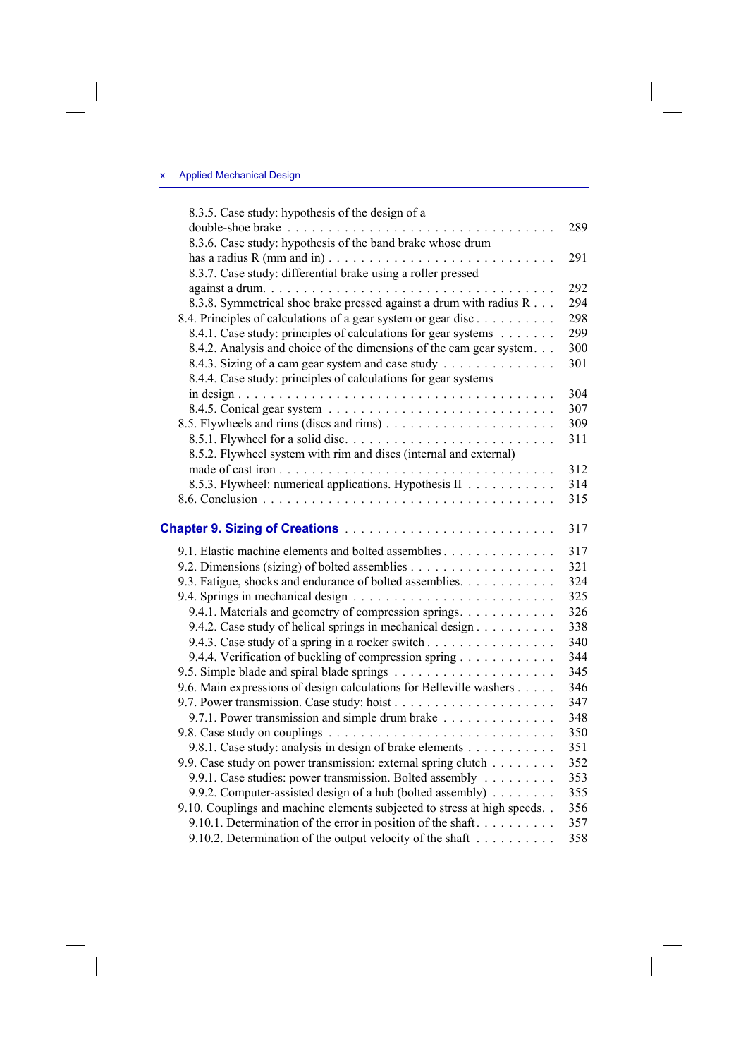8.3.5. Case study: hypothesis of the design of a double-shoe brake . . . . . . . . . . . . . . . . . . . . . . . . . . . . . . . . 289
8.3.6. Case study: hypothesis of the band brake whose drum has a radius R (mm and in) . . . . . . . . . . . . . . . . . . . . . . . . . . . . 291
8.3.7. Case study: differential brake using a roller pressed against a drum. . . . . . . . . . . . . . . . . . . . . . . . . . . . . . . . . . 292
8.3.8. Symmetrical shoe brake pressed against a drum with radius R . . . 294
8.4. Principles of calculations of a gear system or gear disc . . . . . . . . . . 298
8.4.1. Case study: principles of calculations for gear systems . . . . . . . 299
8.4.2. Analysis and choice of the dimensions of the cam gear system. . . 300
8.4.3. Sizing of a cam gear system and case study . . . . . . . . . . . . . . 301
8.4.4. Case study: principles of calculations for gear systems in design . . . . . . . . . . . . . . . . . . . . . . . . . . . . . . . . . . . . . 304
8.4.5. Conical gear system . . . . . . . . . . . . . . . . . . . . . . . . . . 307
8.5. Flywheels and rims (discs and rims) . . . . . . . . . . . . . . . . . . . . 309
8.5.1. Flywheel for a solid disc. . . . . . . . . . . . . . . . . . . . . . . . . . 311
8.5.2. Flywheel system with rim and discs (internal and external) made of cast iron . . . . . . . . . . . . . . . . . . . . . . . . . . . . . . . . 312
8.5.3. Flywheel: numerical applications. Hypothesis II . . . . . . . . . . . 314
8.6. Conclusion . . . . . . . . . . . . . . . . . . . . . . . . . . . . . . . . . . . 315

**Chapter 9. Sizing of Creations** . . . . . . . . . . . . . . . . . . . . . . . . . 317

9.1. Elastic machine elements and bolted assemblies . . . . . . . . . . . . . . 317
9.2. Dimensions (sizing) of bolted assemblies . . . . . . . . . . . . . . . . . . 321
9.3. Fatigue, shocks and endurance of bolted assemblies. . . . . . . . . . . . 324
9.4. Springs in mechanical design . . . . . . . . . . . . . . . . . . . . . . . . . 325
9.4.1. Materials and geometry of compression springs. . . . . . . . . . . . 326
9.4.2. Case study of helical springs in mechanical design . . . . . . . . . . 338
9.4.3. Case study of a spring in a rocker switch . . . . . . . . . . . . . . . . 340
9.4.4. Verification of buckling of compression spring . . . . . . . . . . . . 344
9.5. Simple blade and spiral blade springs . . . . . . . . . . . . . . . . . . . . 345
9.6. Main expressions of design calculations for Belleville washers . . . . . 346
9.7. Power transmission. Case study: hoist . . . . . . . . . . . . . . . . . . . . 347
9.7.1. Power transmission and simple drum brake . . . . . . . . . . . . . . 348
9.8. Case study on couplings . . . . . . . . . . . . . . . . . . . . . . . . . . . . 350
9.8.1. Case study: analysis in design of brake elements . . . . . . . . . . . 351
9.9. Case study on power transmission: external spring clutch . . . . . . . . 352
9.9.1. Case studies: power transmission. Bolted assembly . . . . . . . . . 353
9.9.2. Computer-assisted design of a hub (bolted assembly) . . . . . . . . 355
9.10. Couplings and machine elements subjected to stress at high speeds. . 356
9.10.1. Determination of the error in position of the shaft. . . . . . . . . . 357
9.10.2. Determination of the output velocity of the shaft . . . . . . . . . . 358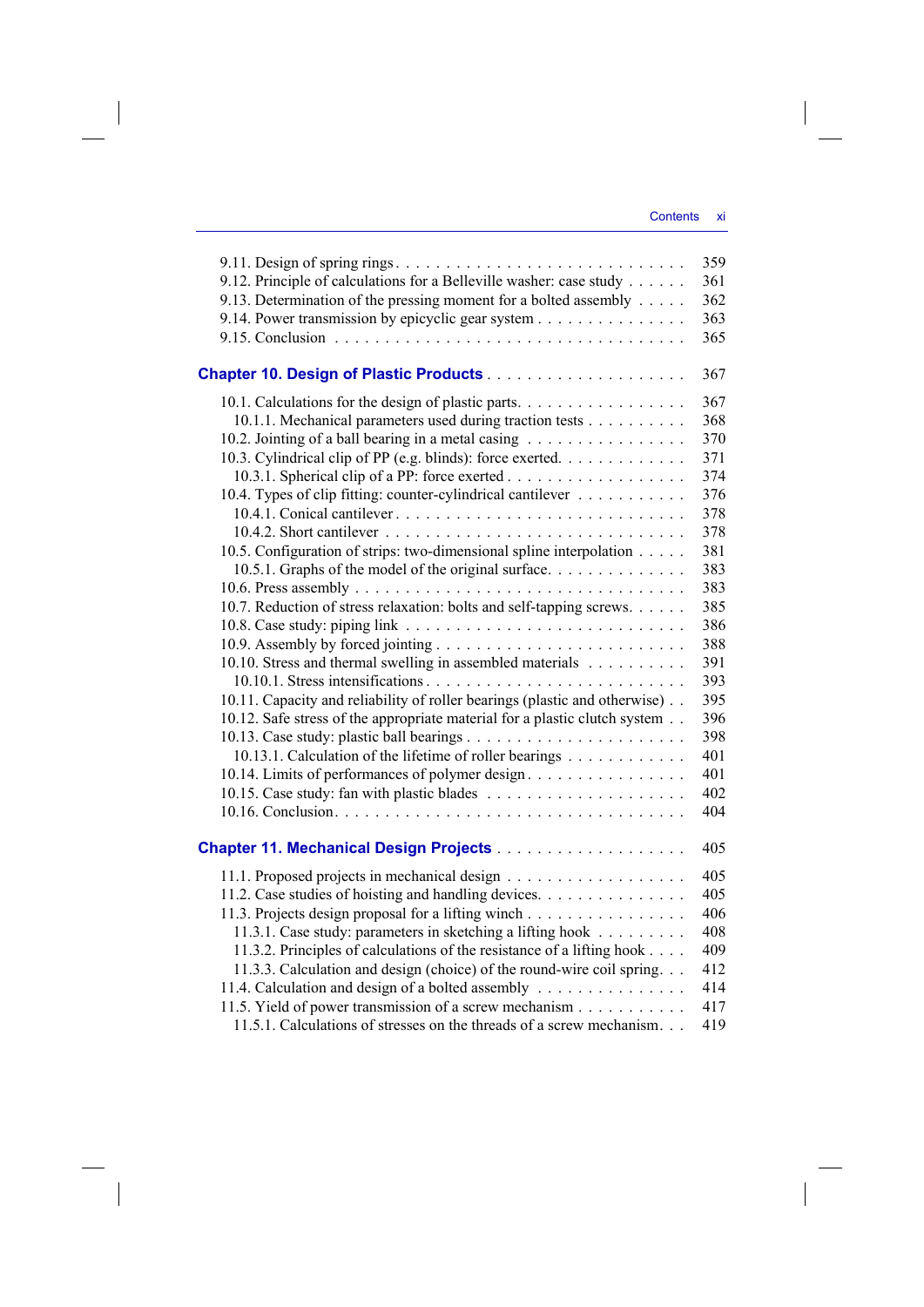9.11. Design of spring rings . . . 359
9.12. Principle of calculations for a Belleville washer: case study . . . 361
9.13. Determination of the pressing moment for a bolted assembly . . . 362
9.14. Power transmission by epicyclic gear system . . . 363
9.15. Conclusion . . . 365

**Chapter 10. Design of Plastic Products** . . . 367

10.1. Calculations for the design of plastic parts. . . . 367
  10.1.1. Mechanical parameters used during traction tests . . . 368
10.2. Jointing of a ball bearing in a metal casing . . . 370
10.3. Cylindrical clip of PP (e.g. blinds): force exerted. . . . 371
  10.3.1. Spherical clip of a PP: force exerted . . . 374
10.4. Types of clip fitting: counter-cylindrical cantilever . . . 376
  10.4.1. Conical cantilever . . . 378
  10.4.2. Short cantilever . . . 378
10.5. Configuration of strips: two-dimensional spline interpolation . . . 381
  10.5.1. Graphs of the model of the original surface. . . . 383
10.6. Press assembly . . . 383
10.7. Reduction of stress relaxation: bolts and self-tapping screws. . . . 385
10.8. Case study: piping link . . . 386
10.9. Assembly by forced jointing . . . 388
10.10. Stress and thermal swelling in assembled materials . . . 391
  10.10.1. Stress intensifications . . . 393
10.11. Capacity and reliability of roller bearings (plastic and otherwise) . . 395
10.12. Safe stress of the appropriate material for a plastic clutch system . . 396
10.13. Case study: plastic ball bearings . . . 398
  10.13.1. Calculation of the lifetime of roller bearings . . . 401
10.14. Limits of performances of polymer design . . . 401
10.15. Case study: fan with plastic blades . . . 402
10.16. Conclusion . . . 404

**Chapter 11. Mechanical Design Projects** . . . 405

11.1. Proposed projects in mechanical design . . . 405
11.2. Case studies of hoisting and handling devices. . . . 405
11.3. Projects design proposal for a lifting winch . . . 406
  11.3.1. Case study: parameters in sketching a lifting hook . . . 408
  11.3.2. Principles of calculations of the resistance of a lifting hook . . . 409
  11.3.3. Calculation and design (choice) of the round-wire coil spring. . . 412
11.4. Calculation and design of a bolted assembly . . . 414
11.5. Yield of power transmission of a screw mechanism . . . 417
  11.5.1. Calculations of stresses on the threads of a screw mechanism. . . 419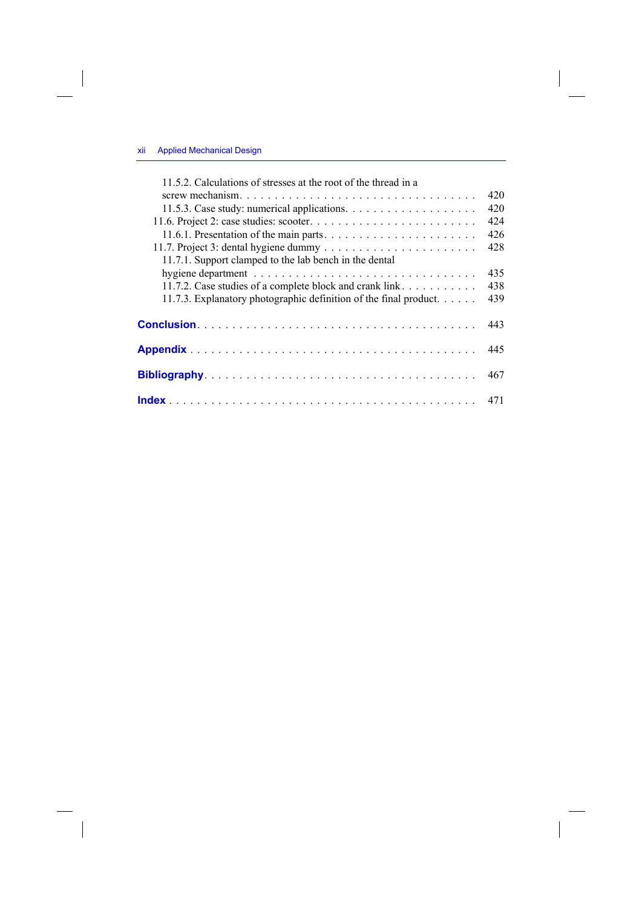11.5.2. Calculations of stresses at the root of the thread in a screw mechanism . . . . . 420

11.5.3. Case study: numerical applications . . . . . 420

11.6. Project 2: case studies: scooter . . . . . 424

11.6.1. Presentation of the main parts . . . . . 426

11.7. Project 3: dental hygiene dummy . . . . . 428

11.7.1. Support clamped to the lab bench in the dental hygiene department . . . . . 435

11.7.2. Case studies of a complete block and crank link . . . . . 438

11.7.3. Explanatory photographic definition of the final product . . . . . 439

**Conclusion** . . . . . 443

**Appendix** . . . . . 445

**Bibliography** . . . . . 467

**Index** . . . . . 471